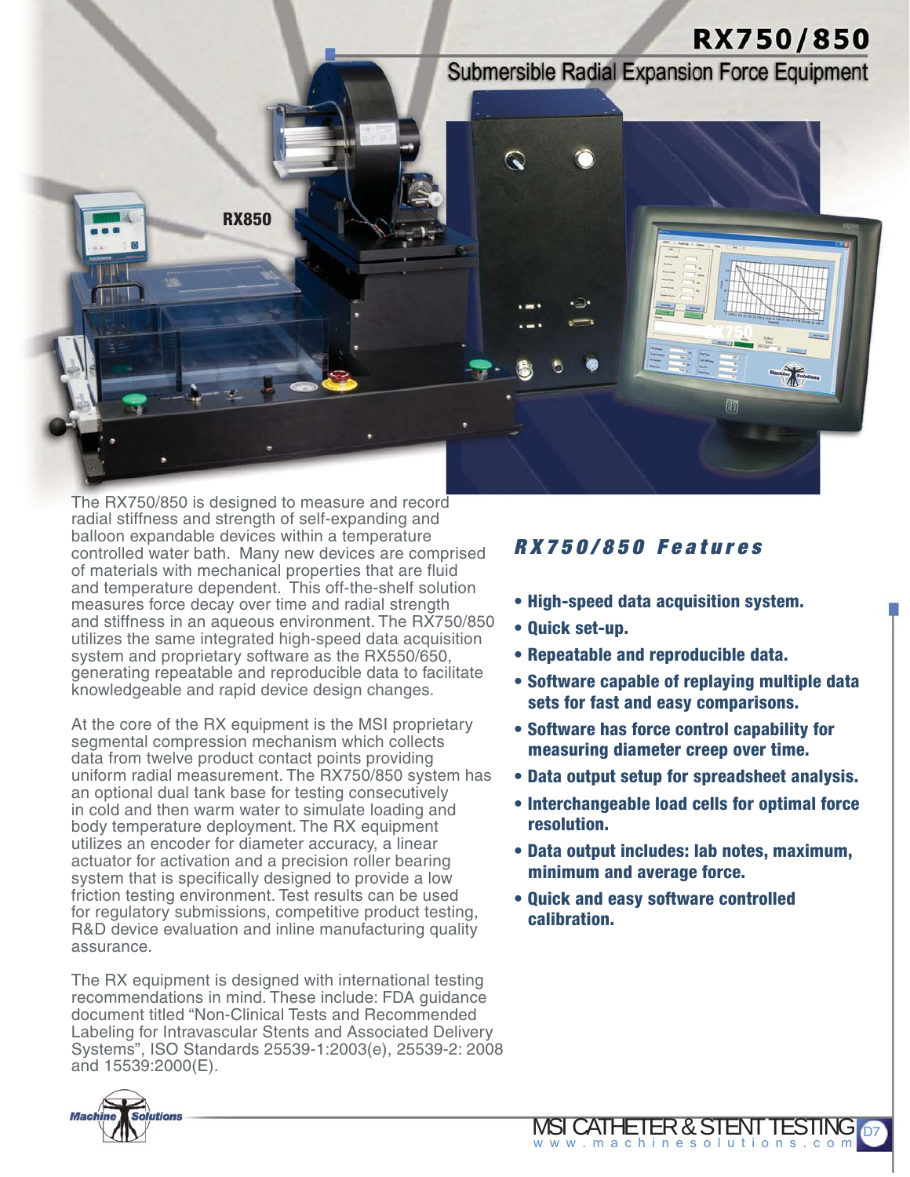# RX750/850

## Submersible Radial Expansion Force Equipment

RX850

The RX750/850 is designed to measure and record radial stiffness and strength of self-expanding and balloon expandable devices within a temperature controlled water bath. Many new devices are comprised of materials with mechanical properties that are fluid and temperature dependent. This off-the-shelf solution measures force decay over time and radial strength and stiffness in an aqueous environment. The RX750/850 utilizes the same integrated high-speed data acquisition system and proprietary software as the RX550/650, generating repeatable and reproducible data to facilitate knowledgeable and rapid device design changes.

At the core of the RX equipment is the MSI proprietary segmental compression mechanism which collects data from twelve product contact points providing uniform radial measurement. The RX750/850 system has an optional dual tank base for testing consecutively in cold and then warm water to simulate loading and body temperature deployment. The RX equipment utilizes an encoder for diameter accuracy, a linear actuator for activation and a precision roller bearing system that is specifically designed to provide a low friction testing environment. Test results can be used for regulatory submissions, competitive product testing, R&D device evaluation and inline manufacturing quality assurance.

The RX equipment is designed with international testing recommendations in mind. These include: FDA guidance document titled "Non-Clinical Tests and Recommended Labeling for Intravascular Stents and Associated Delivery Systems", ISO Standards 25539-1:2003(e), 25539-2: 2008 and 15539:2000(E).

### *RX750/850 Features*

- **High-speed data acquisition system.**
- **Quick set-up.**
- **Repeatable and reproducible data.**
- **Software capable of replaying multiple data sets for fast and easy comparisons.**
- **Software has force control capability for measuring diameter creep over time.**
- **Data output setup for spreadsheet analysis.**
- **Interchangeable load cells for optimal force resolution.**
- **Data output includes: lab notes, maximum, minimum and average force.**
- **Quick and easy software controlled calibration.**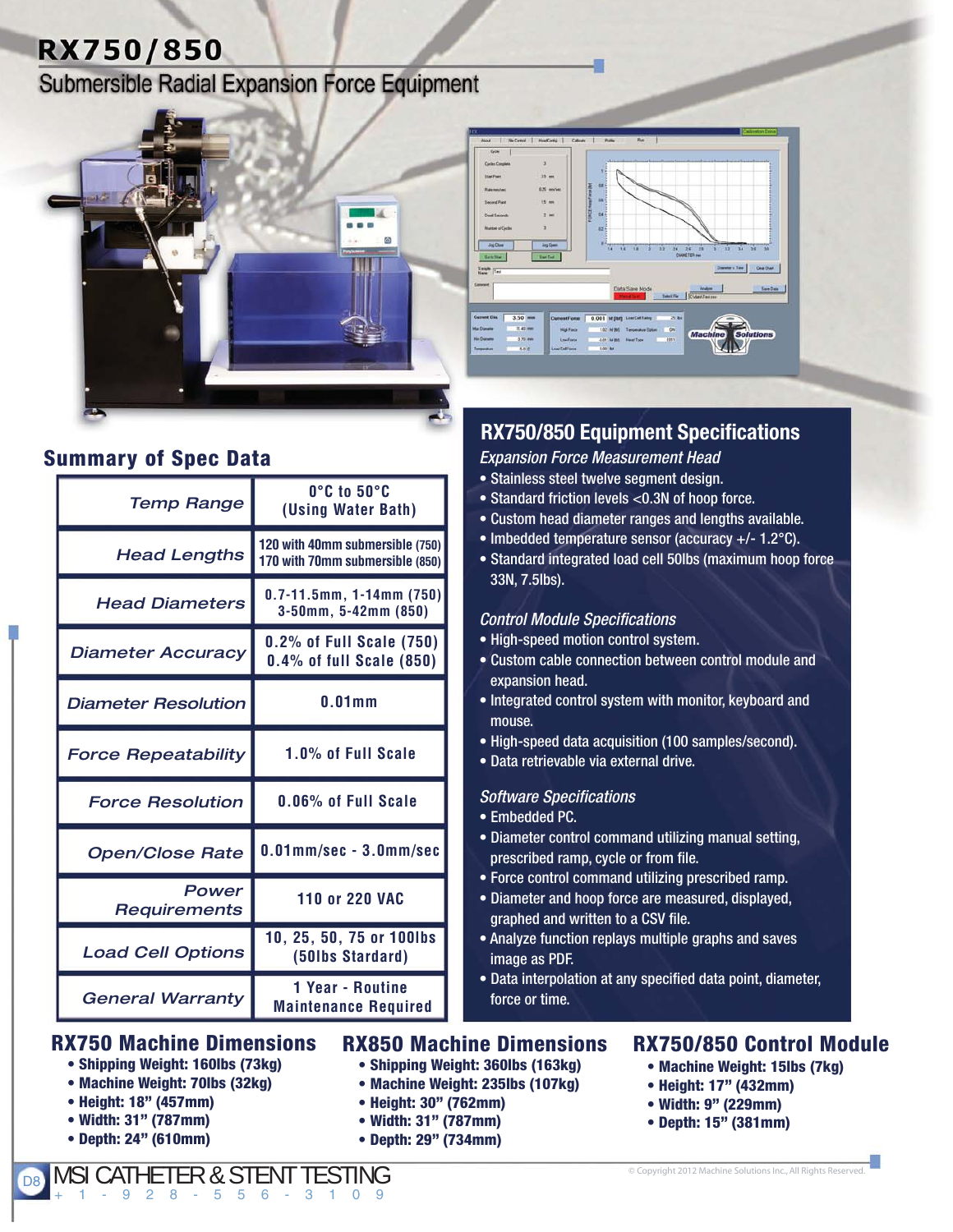# RX750/850

## Submersible Radial Expansion Force Equipment

## Summary of Spec Data

| | |
|---|---|
| Temp Range | 0°C to 50°C (Using Water Bath) |
| Head Lengths | 120 with 40mm submersible (750) 170 with 70mm submersible (850) |
| Head Diameters | 0.7-11.5mm, 1-14mm (750) 3-50mm, 5-42mm (850) |
| Diameter Accuracy | 0.2% of Full Scale (750) 0.4% of full Scale (850) |
| Diameter Resolution | 0.01mm |
| Force Repeatability | 1.0% of Full Scale |
| Force Resolution | 0.06% of Full Scale |
| Open/Close Rate | 0.01mm/sec - 3.0mm/sec |
| Power Requirements | 110 or 220 VAC |
| Load Cell Options | 10, 25, 50, 75 or 100lbs (50lbs Stardard) |
| General Warranty | 1 Year - Routine Maintenance Required |

## RX750/850 Equipment Specifications

*Expansion Force Measurement Head*

- Stainless steel twelve segment design.
- Standard friction levels <0.3N of hoop force.
- Custom head diameter ranges and lengths available.
- Imbedded temperature sensor (accuracy +/- 1.2°C).
- Standard integrated load cell 50lbs (maximum hoop force 33N, 7.5lbs).

*Control Module Specifications*

- High-speed motion control system.
- Custom cable connection between control module and expansion head.
- Integrated control system with monitor, keyboard and mouse.
- High-speed data acquisition (100 samples/second).
- Data retrievable via external drive.

*Software Specifications*

- Embedded PC.
- Diameter control command utilizing manual setting, prescribed ramp, cycle or from file.
- Force control command utilizing prescribed ramp.
- Diameter and hoop force are measured, displayed, graphed and written to a CSV file.
- Analyze function replays multiple graphs and saves image as PDF.
- Data interpolation at any specified data point, diameter, force or time.

## RX750 Machine Dimensions

- **Shipping Weight: 160lbs (73kg)**
- **Machine Weight: 70lbs (32kg)**
- **Height: 18" (457mm)**
- **Width: 31" (787mm)**
- **Depth: 24" (610mm)**

## RX850 Machine Dimensions

- **Shipping Weight: 360lbs (163kg)**
- **Machine Weight: 235lbs (107kg)**
- **Height: 30" (762mm)**
- **Width: 31" (787mm)**
- **Depth: 29" (734mm)**

## RX750/850 Control Module

- **Machine Weight: 15lbs (7kg)**
- **Height: 17" (432mm)**
- **Width: 9" (229mm)**
- **Depth: 15" (381mm)**

MSI CATHETER & STENT TESTING
+ 1 - 9 2 8 - 5 5 6 - 3 1 0 9

© Copyright 2012 Machine Solutions Inc., All Rights Reserved.